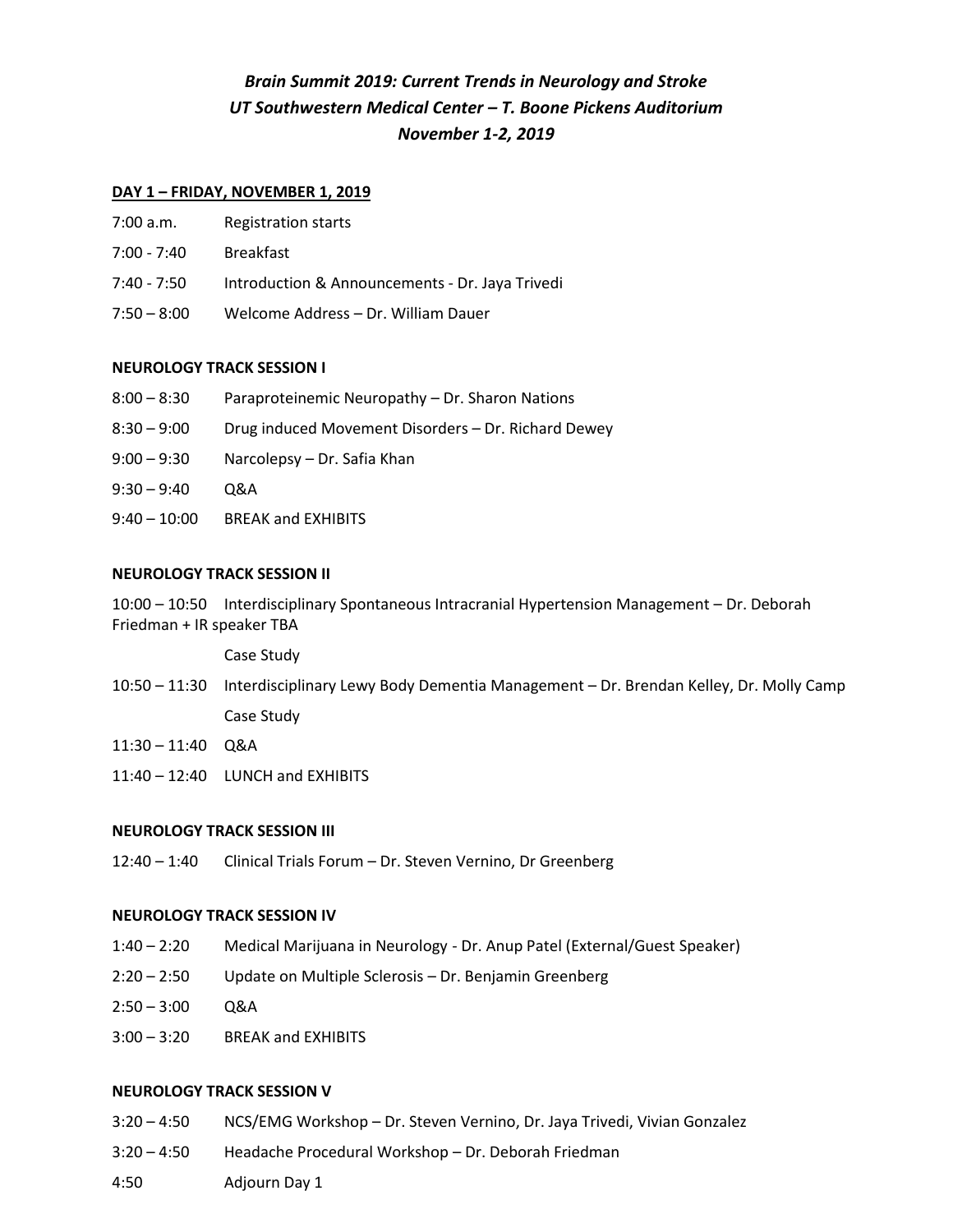***Brain Summit 2019: Current Trends in Neurology and Stroke***
***UT Southwestern Medical Center – T. Boone Pickens Auditorium***
***November 1-2, 2019***

**DAY 1 – FRIDAY, NOVEMBER 1, 2019**

| | |
|---|---|
| 7:00 a.m. | Registration starts |
| 7:00 - 7:40 | Breakfast |
| 7:40 - 7:50 | Introduction & Announcements - Dr. Jaya Trivedi |
| 7:50 – 8:00 | Welcome Address – Dr. William Dauer |

**NEUROLOGY TRACK SESSION I**

| | |
|---|---|
| 8:00 – 8:30 | Paraproteinemic Neuropathy – Dr. Sharon Nations |
| 8:30 – 9:00 | Drug induced Movement Disorders – Dr. Richard Dewey |
| 9:00 – 9:30 | Narcolepsy – Dr. Safia Khan |
| 9:30 – 9:40 | Q&A |
| 9:40 – 10:00 | BREAK and EXHIBITS |

**NEUROLOGY TRACK SESSION II**

| | |
|---|---|
| 10:00 – 10:50 | Interdisciplinary Spontaneous Intracranial Hypertension Management – Dr. Deborah Friedman + IR speaker TBA |
| | Case Study |
| 10:50 – 11:30 | Interdisciplinary Lewy Body Dementia Management – Dr. Brendan Kelley, Dr. Molly Camp |
| | Case Study |
| 11:30 – 11:40 | Q&A |
| 11:40 – 12:40 | LUNCH and EXHIBITS |

**NEUROLOGY TRACK SESSION III**

| | |
|---|---|
| 12:40 – 1:40 | Clinical Trials Forum – Dr. Steven Vernino, Dr Greenberg |

**NEUROLOGY TRACK SESSION IV**

| | |
|---|---|
| 1:40 – 2:20 | Medical Marijuana in Neurology - Dr. Anup Patel (External/Guest Speaker) |
| 2:20 – 2:50 | Update on Multiple Sclerosis – Dr. Benjamin Greenberg |
| 2:50 – 3:00 | Q&A |
| 3:00 – 3:20 | BREAK and EXHIBITS |

**NEUROLOGY TRACK SESSION V**

| | |
|---|---|
| 3:20 – 4:50 | NCS/EMG Workshop – Dr. Steven Vernino, Dr. Jaya Trivedi, Vivian Gonzalez |
| 3:20 – 4:50 | Headache Procedural Workshop – Dr. Deborah Friedman |
| 4:50 | Adjourn Day 1 |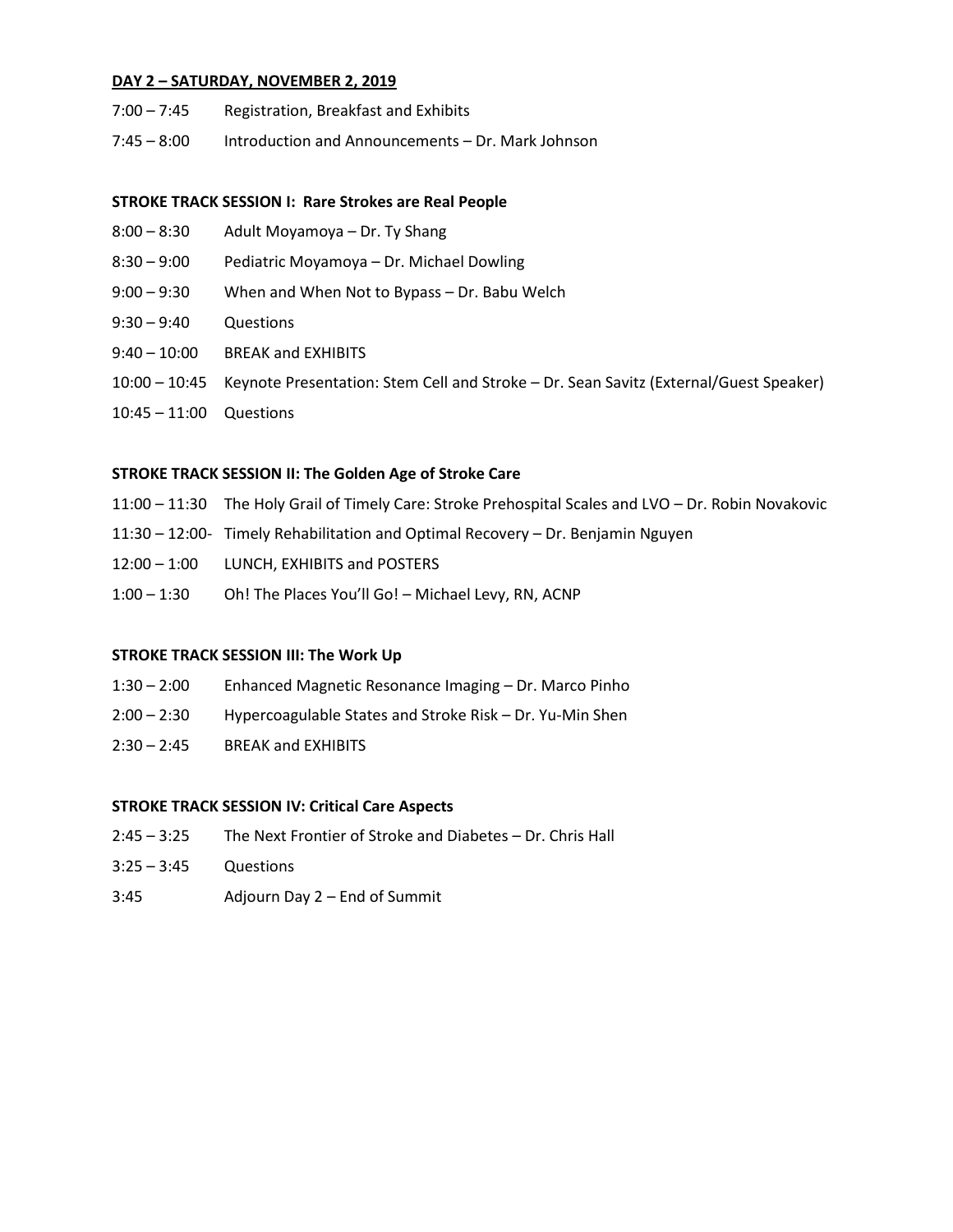**DAY 2 – SATURDAY, NOVEMBER 2, 2019**

| | |
|---|---|
| 7:00 – 7:45 | Registration, Breakfast and Exhibits |
| 7:45 – 8:00 | Introduction and Announcements – Dr. Mark Johnson |

**STROKE TRACK SESSION I: Rare Strokes are Real People**

| | |
|---|---|
| 8:00 – 8:30 | Adult Moyamoya – Dr. Ty Shang |
| 8:30 – 9:00 | Pediatric Moyamoya – Dr. Michael Dowling |
| 9:00 – 9:30 | When and When Not to Bypass – Dr. Babu Welch |
| 9:30 – 9:40 | Questions |
| 9:40 – 10:00 | BREAK and EXHIBITS |
| 10:00 – 10:45 | Keynote Presentation: Stem Cell and Stroke – Dr. Sean Savitz (External/Guest Speaker) |
| 10:45 – 11:00 | Questions |

**STROKE TRACK SESSION II: The Golden Age of Stroke Care**

| | |
|---|---|
| 11:00 – 11:30 | The Holy Grail of Timely Care: Stroke Prehospital Scales and LVO – Dr. Robin Novakovic |
| 11:30 – 12:00- | Timely Rehabilitation and Optimal Recovery – Dr. Benjamin Nguyen |
| 12:00 – 1:00 | LUNCH, EXHIBITS and POSTERS |
| 1:00 – 1:30 | Oh! The Places You'll Go! – Michael Levy, RN, ACNP |

**STROKE TRACK SESSION III: The Work Up**

| | |
|---|---|
| 1:30 – 2:00 | Enhanced Magnetic Resonance Imaging – Dr. Marco Pinho |
| 2:00 – 2:30 | Hypercoagulable States and Stroke Risk – Dr. Yu-Min Shen |
| 2:30 – 2:45 | BREAK and EXHIBITS |

**STROKE TRACK SESSION IV: Critical Care Aspects**

| | |
|---|---|
| 2:45 – 3:25 | The Next Frontier of Stroke and Diabetes – Dr. Chris Hall |
| 3:25 – 3:45 | Questions |
| 3:45 | Adjourn Day 2 – End of Summit |